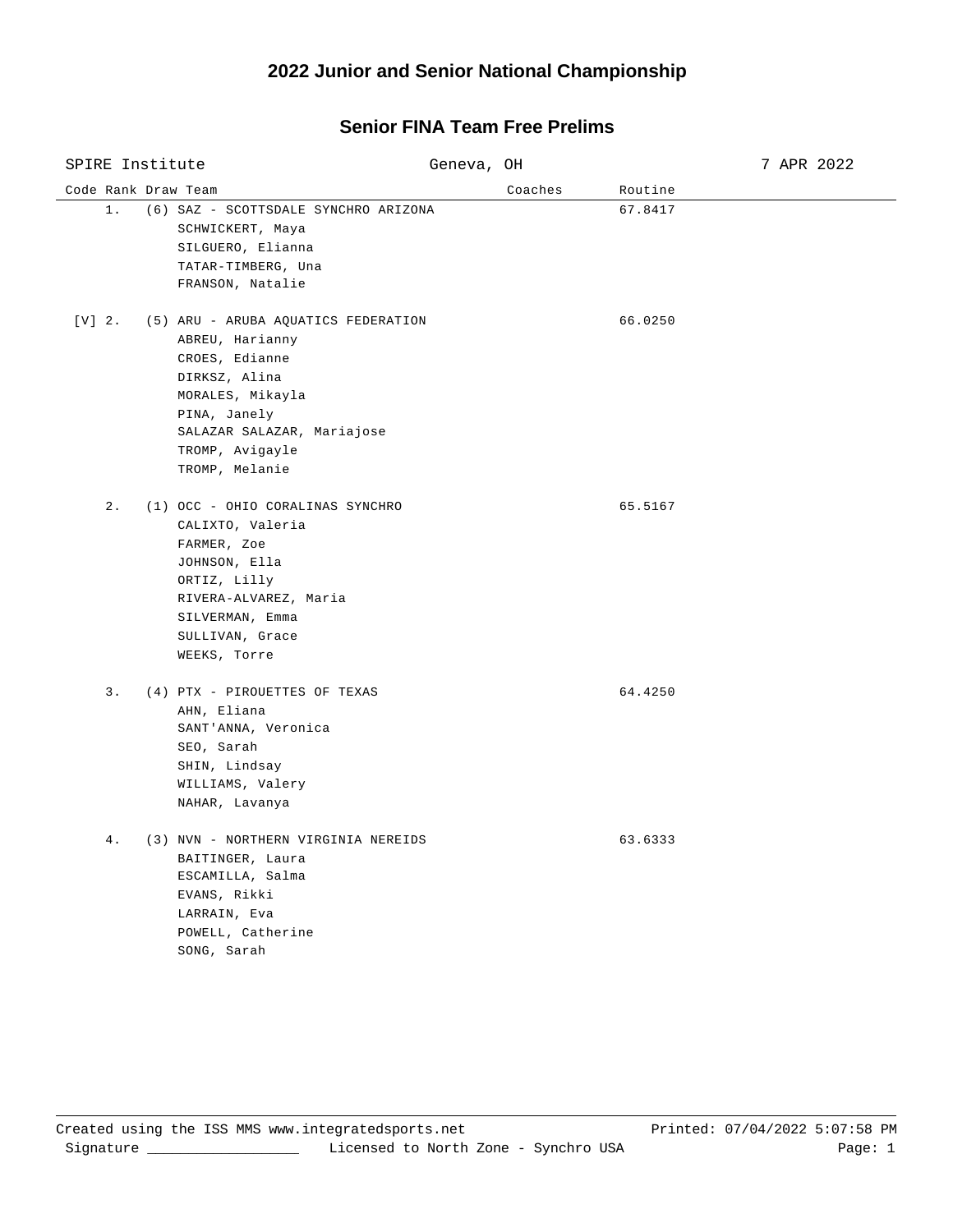# 2022 Junior and Senior National Championship

## Senior FINA Team Free Prelims

SPIRE Institute — Geneva, OH — 7 APR 2022

| Code | Rank | Draw | Team | Coaches | Routine |
|---|---|---|---|---|---|
| | 1. | (6) | SAZ - SCOTTSDALE SYNCHRO ARIZONA | | 67.8417 |
| | | | SCHWICKERT, Maya | | |
| | | | SILGUERO, Elianna | | |
| | | | TATAR-TIMBERG, Una | | |
| | | | FRANSON, Natalie | | |
| [V] | 2. | (5) | ARU - ARUBA AQUATICS FEDERATION | | 66.0250 |
| | | | ABREU, Harianny | | |
| | | | CROES, Edianne | | |
| | | | DIRKSZ, Alina | | |
| | | | MORALES, Mikayla | | |
| | | | PINA, Janely | | |
| | | | SALAZAR SALAZAR, Mariajose | | |
| | | | TROMP, Avigayle | | |
| | | | TROMP, Melanie | | |
| | 2. | (1) | OCC - OHIO CORALINAS SYNCHRO | | 65.5167 |
| | | | CALIXTO, Valeria | | |
| | | | FARMER, Zoe | | |
| | | | JOHNSON, Ella | | |
| | | | ORTIZ, Lilly | | |
| | | | RIVERA-ALVAREZ, Maria | | |
| | | | SILVERMAN, Emma | | |
| | | | SULLIVAN, Grace | | |
| | | | WEEKS, Torre | | |
| | 3. | (4) | PTX - PIROUETTES OF TEXAS | | 64.4250 |
| | | | AHN, Eliana | | |
| | | | SANT'ANNA, Veronica | | |
| | | | SEO, Sarah | | |
| | | | SHIN, Lindsay | | |
| | | | WILLIAMS, Valery | | |
| | | | NAHAR, Lavanya | | |
| | 4. | (3) | NVN - NORTHERN VIRGINIA NEREIDS | | 63.6333 |
| | | | BAITINGER, Laura | | |
| | | | ESCAMILLA, Salma | | |
| | | | EVANS, Rikki | | |
| | | | LARRAIN, Eva | | |
| | | | POWELL, Catherine | | |
| | | | SONG, Sarah | | |

Created using the ISS MMS www.integratedsports.net — Printed: 07/04/2022 5:07:58 PM

Signature ___________________ Licensed to North Zone - Synchro USA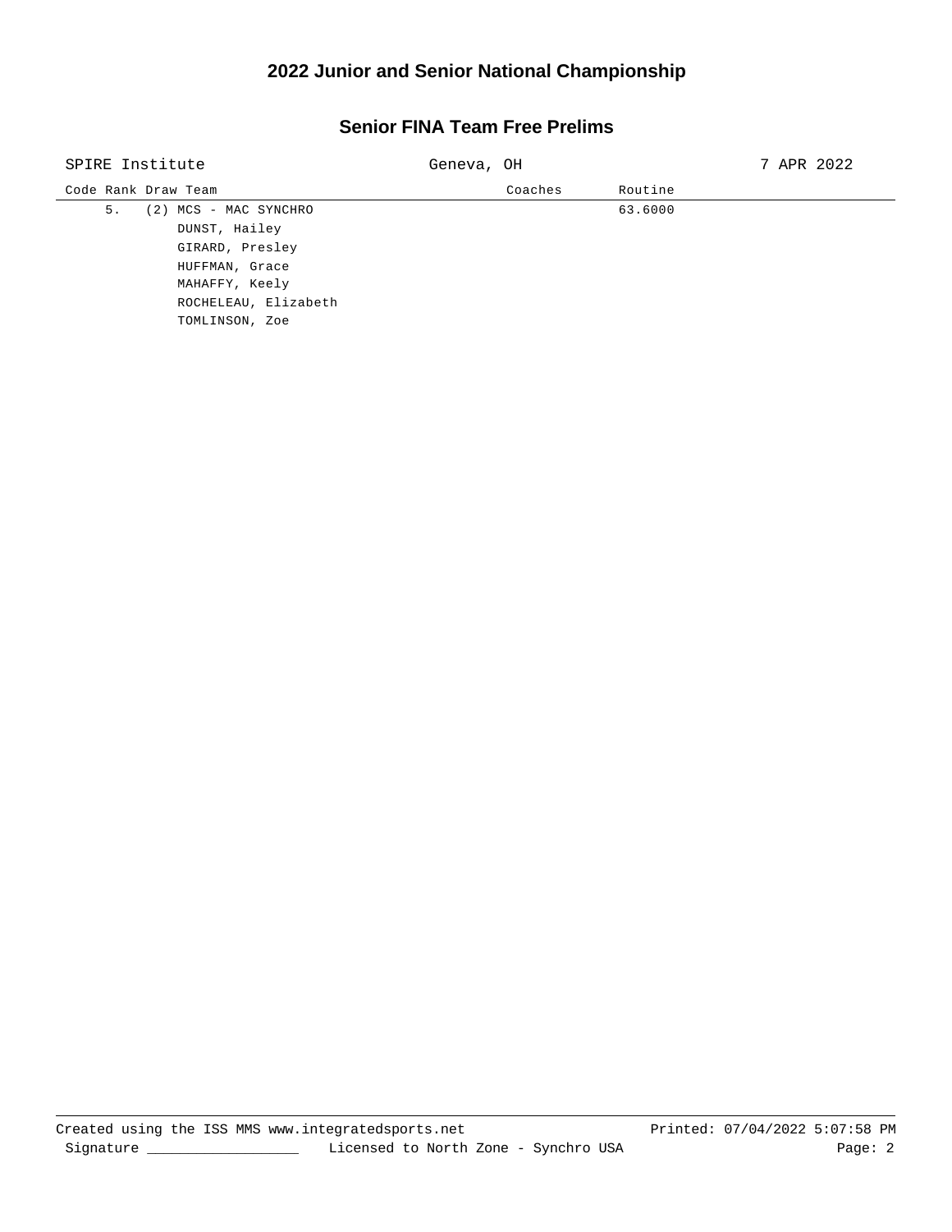## 2022 Junior and Senior National Championship

### Senior FINA Team Free Prelims

SPIRE Institute | Geneva, OH | 7 APR 2022

| Code | Rank | Draw | Team | Coaches | Routine |
|---|---|---|---|---|---|
| | 5. | (2) | MCS - MAC SYNCHRO | | 63.6000 |
| | | | DUNST, Hailey | | |
| | | | GIRARD, Presley | | |
| | | | HUFFMAN, Grace | | |
| | | | MAHAFFY, Keely | | |
| | | | ROCHELEAU, Elizabeth | | |
| | | | TOMLINSON, Zoe | | |

Created using the ISS MMS www.integratedsports.net | Printed: 07/04/2022 5:07:58 PM

Signature ___________________ Licensed to North Zone - Synchro USA